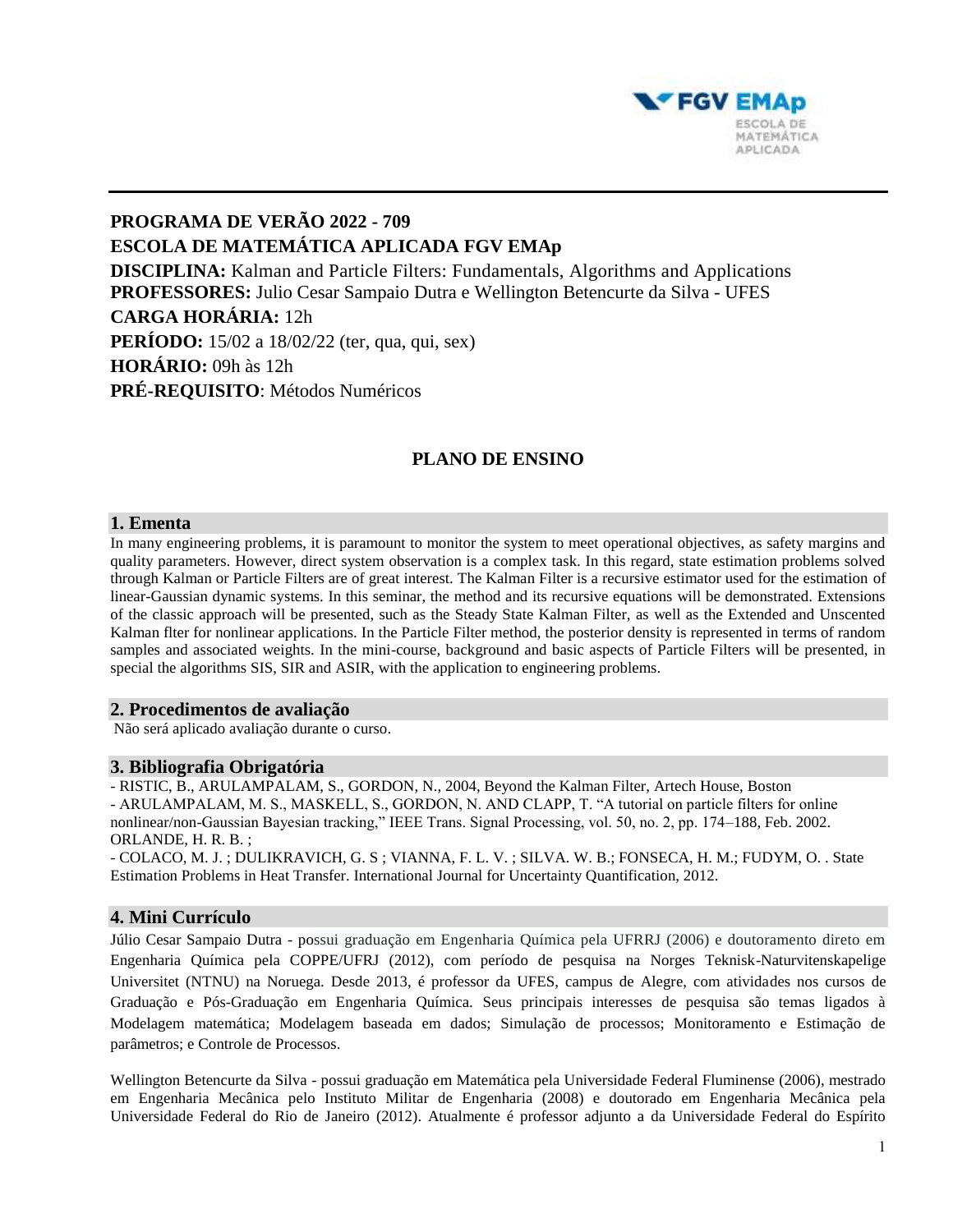**PROGRAMA DE VERÃO 2022 - 709**
**ESCOLA DE MATEMÁTICA APLICADA FGV EMAp**
**DISCIPLINA:** Kalman and Particle Filters: Fundamentals, Algorithms and Applications
**PROFESSORES:** Julio Cesar Sampaio Dutra e Wellington Betencurte da Silva - UFES
**CARGA HORÁRIA:** 12h
**PERÍODO:** 15/02 a 18/02/22 (ter, qua, qui, sex)
**HORÁRIO:** 09h às 12h
**PRÉ-REQUISITO**: Métodos Numéricos

# PLANO DE ENSINO

## 1. Ementa

In many engineering problems, it is paramount to monitor the system to meet operational objectives, as safety margins and quality parameters. However, direct system observation is a complex task. In this regard, state estimation problems solved through Kalman or Particle Filters are of great interest. The Kalman Filter is a recursive estimator used for the estimation of linear-Gaussian dynamic systems. In this seminar, the method and its recursive equations will be demonstrated. Extensions of the classic approach will be presented, such as the Steady State Kalman Filter, as well as the Extended and Unscented Kalman flter for nonlinear applications. In the Particle Filter method, the posterior density is represented in terms of random samples and associated weights. In the mini-course, background and basic aspects of Particle Filters will be presented, in special the algorithms SIS, SIR and ASIR, with the application to engineering problems.

## 2. Procedimentos de avaliação

Não será aplicado avaliação durante o curso.

## 3. Bibliografia Obrigatória

- RISTIC, B., ARULAMPALAM, S., GORDON, N., 2004, Beyond the Kalman Filter, Artech House, Boston
- ARULAMPALAM, M. S., MASKELL, S., GORDON, N. AND CLAPP, T. "A tutorial on particle filters for online nonlinear/non-Gaussian Bayesian tracking," IEEE Trans. Signal Processing, vol. 50, no. 2, pp. 174–188, Feb. 2002.
ORLANDE, H. R. B. ;
- COLACO, M. J. ; DULIKRAVICH, G. S ; VIANNA, F. L. V. ; SILVA. W. B.; FONSECA, H. M.; FUDYM, O. . State Estimation Problems in Heat Transfer. International Journal for Uncertainty Quantification, 2012.

## 4. Mini Currículo

Júlio Cesar Sampaio Dutra - possui graduação em Engenharia Química pela UFRRJ (2006) e doutoramento direto em Engenharia Química pela COPPE/UFRJ (2012), com período de pesquisa na Norges Teknisk-Naturvitenskapelige Universitet (NTNU) na Noruega. Desde 2013, é professor da UFES, campus de Alegre, com atividades nos cursos de Graduação e Pós-Graduação em Engenharia Química. Seus principais interesses de pesquisa são temas ligados à Modelagem matemática; Modelagem baseada em dados; Simulação de processos; Monitoramento e Estimação de parâmetros; e Controle de Processos.

Wellington Betencurte da Silva - possui graduação em Matemática pela Universidade Federal Fluminense (2006), mestrado em Engenharia Mecânica pelo Instituto Militar de Engenharia (2008) e doutorado em Engenharia Mecânica pela Universidade Federal do Rio de Janeiro (2012). Atualmente é professor adjunto a da Universidade Federal do Espírito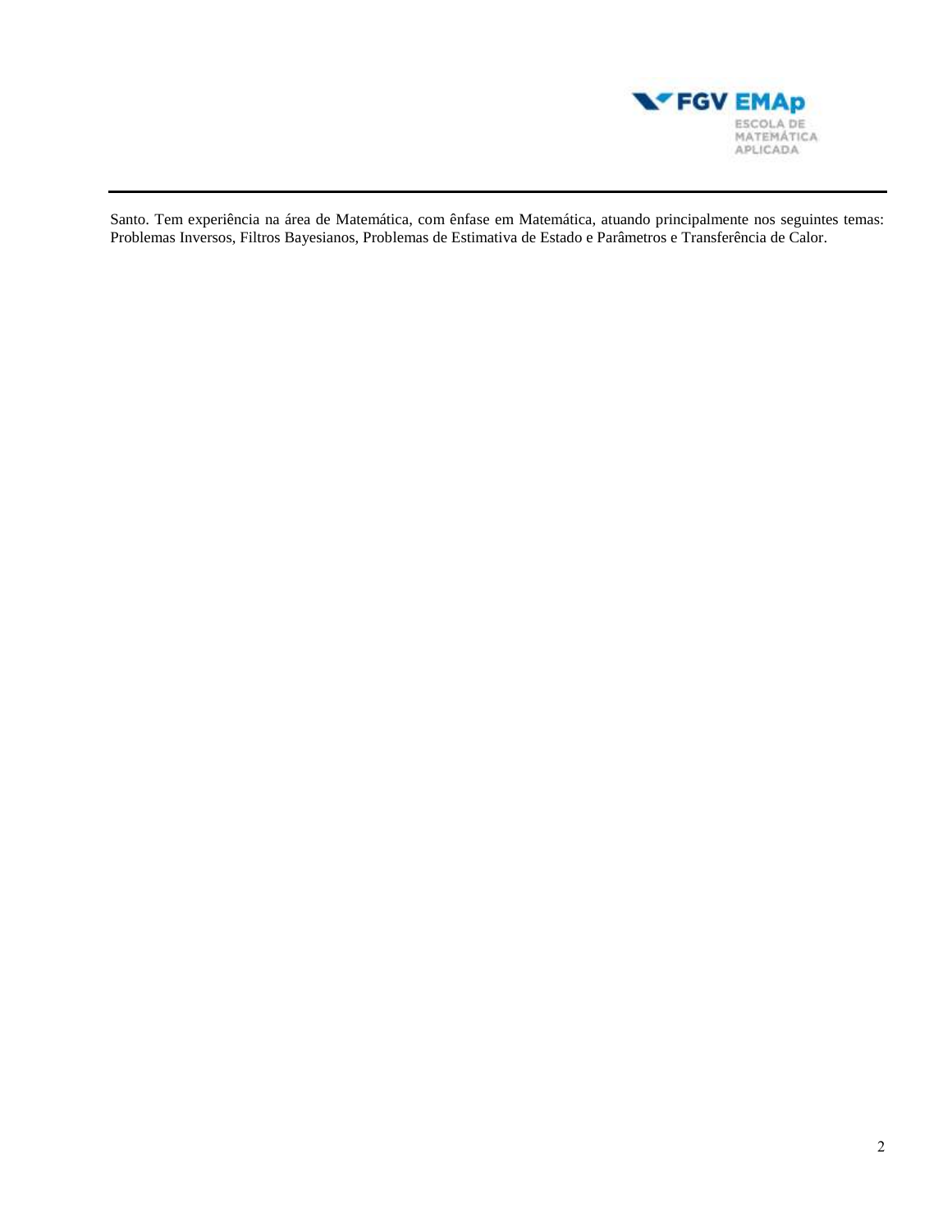Santo. Tem experiência na área de Matemática, com ênfase em Matemática, atuando principalmente nos seguintes temas: Problemas Inversos, Filtros Bayesianos, Problemas de Estimativa de Estado e Parâmetros e Transferência de Calor.